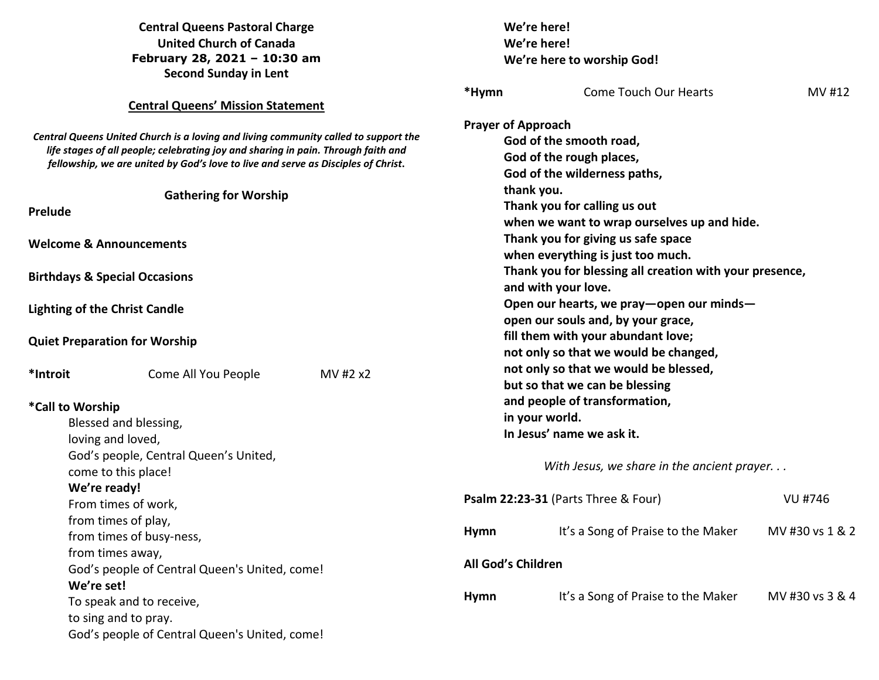**Central Queens Pastoral Charge**
**United Church of Canada**
**February 28, 2021 – 10:30 am**
**Second Sunday in Lent**

**Central Queens' Mission Statement**

***Central Queens United Church is a loving and living community called to support the life stages of all people; celebrating joy and sharing in pain. Through faith and fellowship, we are united by God's love to live and serve as Disciples of Christ.***

## Gathering for Worship

**Prelude**

**Welcome & Announcements**

**Birthdays & Special Occasions**

**Lighting of the Christ Candle**

**Quiet Preparation for Worship**

**\*Introit** Come All You People MV #2 x2

**\*Call to Worship**

Blessed and blessing,
loving and loved,
God's people, Central Queen's United,
come to this place!
**We're ready!**
From times of work,
from times of play,
from times of busy-ness,
from times away,
God's people of Central Queen's United, come!
**We're set!**
To speak and to receive,
to sing and to pray.
God's people of Central Queen's United, come!
**We're here!**
**We're here!**
**We're here to worship God!**

**\*Hymn** Come Touch Our Hearts MV #12

**Prayer of Approach**

**God of the smooth road,**
**God of the rough places,**
**God of the wilderness paths,**
**thank you.**
**Thank you for calling us out**
**when we want to wrap ourselves up and hide.**
**Thank you for giving us safe space**
**when everything is just too much.**
**Thank you for blessing all creation with your presence,**
**and with your love.**
**Open our hearts, we pray—open our minds—**
**open our souls and, by your grace,**
**fill them with your abundant love;**
**not only so that we would be changed,**
**not only so that we would be blessed,**
**but so that we can be blessing**
**and people of transformation,**
**in your world.**
**In Jesus' name we ask it.**

*With Jesus, we share in the ancient prayer. . .*

**Psalm 22:23-31** (Parts Three & Four) VU #746

**Hymn** It's a Song of Praise to the Maker MV #30 vs 1 & 2

**All God's Children**

**Hymn** It's a Song of Praise to the Maker MV #30 vs 3 & 4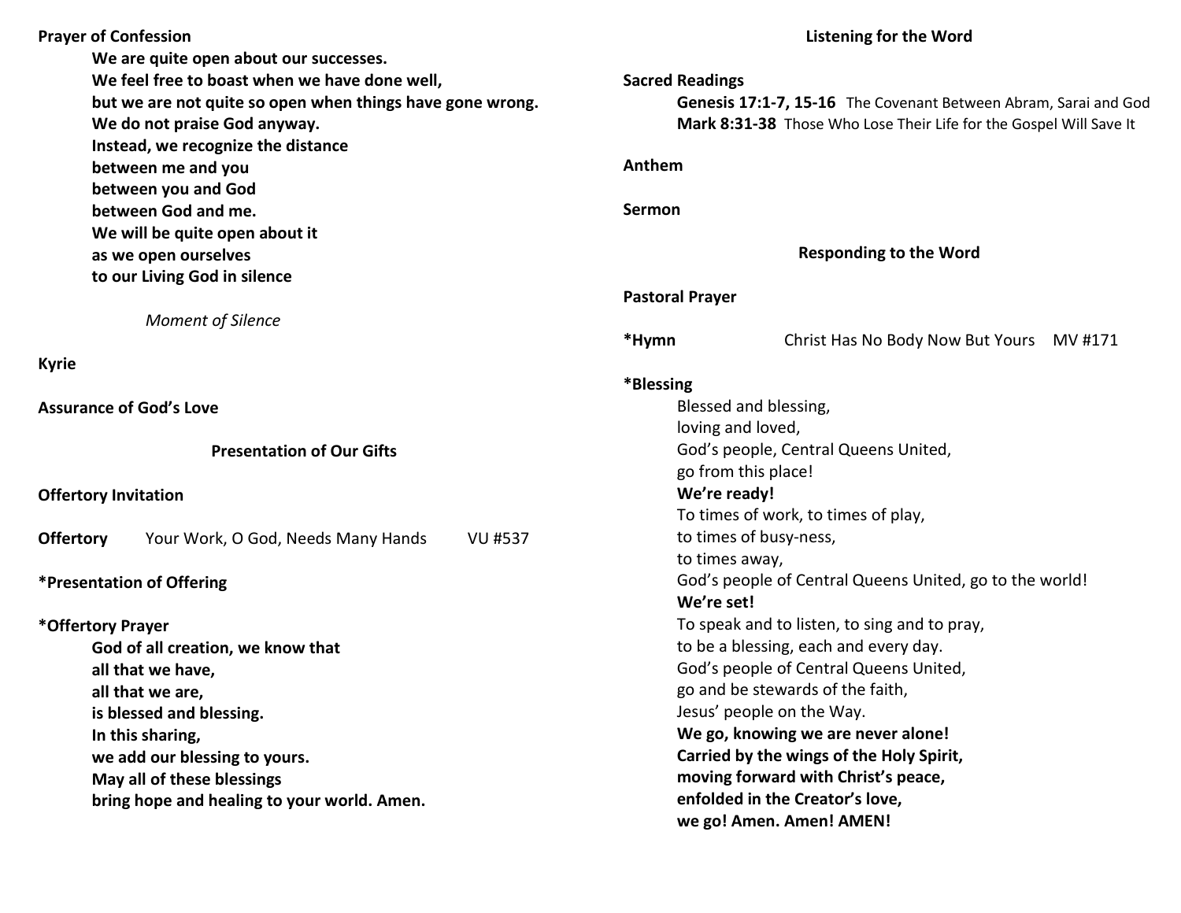**Prayer of Confession**

**We are quite open about our successes.**
**We feel free to boast when we have done well,**
**but we are not quite so open when things have gone wrong.**
**We do not praise God anyway.**
**Instead, we recognize the distance**
**between me and you**
**between you and God**
**between God and me.**
**We will be quite open about it**
**as we open ourselves**
**to our Living God in silence**

*Moment of Silence*

**Kyrie**

**Assurance of God's Love**

## Presentation of Our Gifts

**Offertory Invitation**

**Offertory** Your Work, O God, Needs Many Hands VU #537

**\*Presentation of Offering**

**\*Offertory Prayer**

**God of all creation, we know that**
**all that we have,**
**all that we are,**
**is blessed and blessing.**
**In this sharing,**
**we add our blessing to yours.**
**May all of these blessings**
**bring hope and healing to your world. Amen.**

## Listening for the Word

**Sacred Readings**

**Genesis 17:1-7, 15-16** The Covenant Between Abram, Sarai and God
**Mark 8:31-38** Those Who Lose Their Life for the Gospel Will Save It

**Anthem**

**Sermon**

## Responding to the Word

**Pastoral Prayer**

**\*Hymn** Christ Has No Body Now But Yours MV #171

**\*Blessing**

Blessed and blessing,
loving and loved,
God's people, Central Queens United,
go from this place!
**We're ready!**
To times of work, to times of play,
to times of busy-ness,
to times away,
God's people of Central Queens United, go to the world!
**We're set!**
To speak and to listen, to sing and to pray,
to be a blessing, each and every day.
God's people of Central Queens United,
go and be stewards of the faith,
Jesus' people on the Way.
**We go, knowing we are never alone!**
**Carried by the wings of the Holy Spirit,**
**moving forward with Christ's peace,**
**enfolded in the Creator's love,**
**we go! Amen. Amen! AMEN!**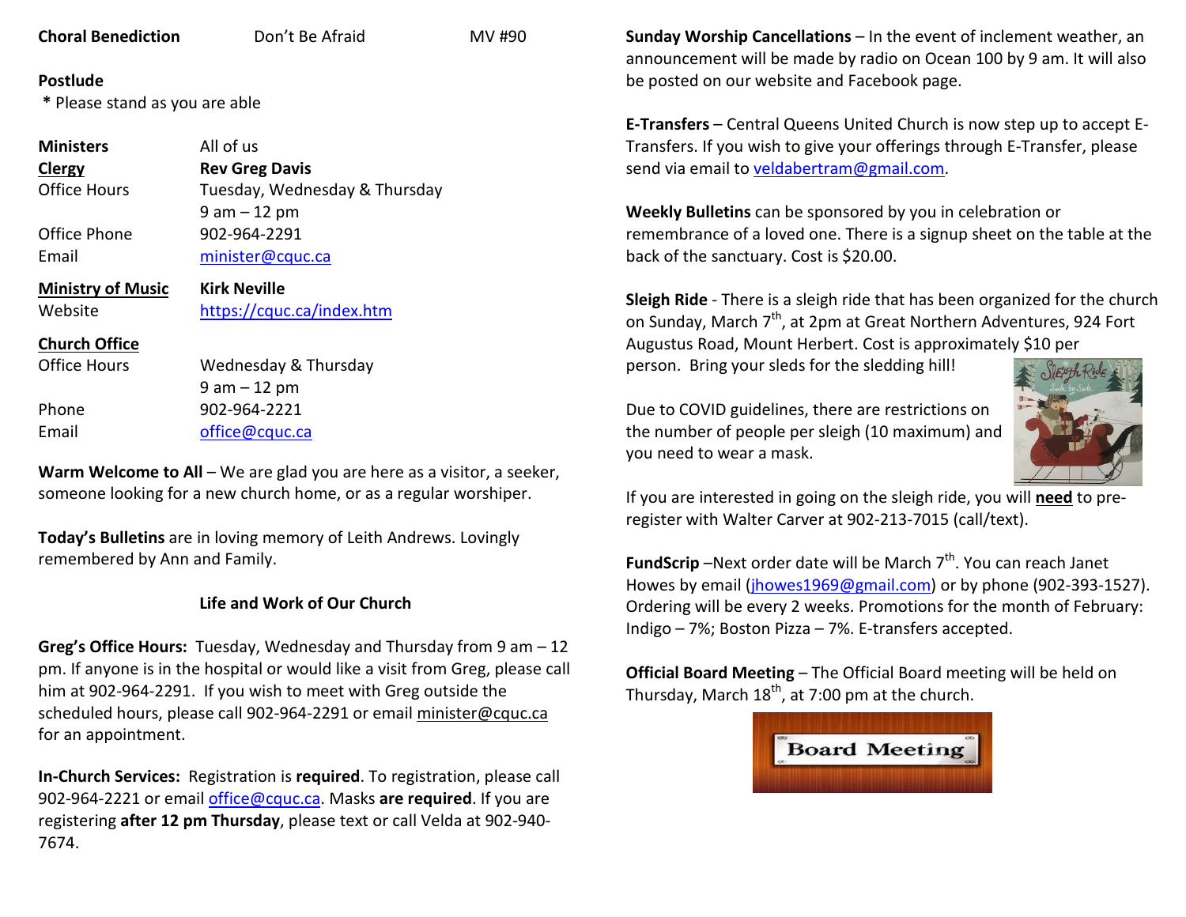**Choral Benediction** Don't Be Afraid MV #90

**Postlude**

\* Please stand as you are able

| | |
|---|---|
| **Ministers** | All of us |
| **Clergy** | **Rev Greg Davis** |
| Office Hours | Tuesday, Wednesday & Thursday 9 am – 12 pm |
| Office Phone | 902-964-2291 |
| Email | minister@cquc.ca |
| **Ministry of Music** | **Kirk Neville** |
| Website | https://cquc.ca/index.htm |
| **Church Office** | |
| Office Hours | Wednesday & Thursday 9 am – 12 pm |
| Phone | 902-964-2221 |
| Email | office@cquc.ca |

**Warm Welcome to All** – We are glad you are here as a visitor, a seeker, someone looking for a new church home, or as a regular worshiper.

**Today's Bulletins** are in loving memory of Leith Andrews. Lovingly remembered by Ann and Family.

## Life and Work of Our Church

**Greg's Office Hours:** Tuesday, Wednesday and Thursday from 9 am – 12 pm. If anyone is in the hospital or would like a visit from Greg, please call him at 902-964-2291. If you wish to meet with Greg outside the scheduled hours, please call 902-964-2291 or email minister@cquc.ca for an appointment.

**In-Church Services:** Registration is **required**. To registration, please call 902-964-2221 or email office@cquc.ca. Masks **are required**. If you are registering **after 12 pm Thursday**, please text or call Velda at 902-940-7674.

**Sunday Worship Cancellations** – In the event of inclement weather, an announcement will be made by radio on Ocean 100 by 9 am. It will also be posted on our website and Facebook page.

**E-Transfers** – Central Queens United Church is now step up to accept E-Transfers. If you wish to give your offerings through E-Transfer, please send via email to veldabertram@gmail.com.

**Weekly Bulletins** can be sponsored by you in celebration or remembrance of a loved one. There is a signup sheet on the table at the back of the sanctuary. Cost is $20.00.

**Sleigh Ride** - There is a sleigh ride that has been organized for the church on Sunday, March 7th, at 2pm at Great Northern Adventures, 924 Fort Augustus Road, Mount Herbert. Cost is approximately $10 per person. Bring your sleds for the sledding hill!

Due to COVID guidelines, there are restrictions on the number of people per sleigh (10 maximum) and you need to wear a mask.

If you are interested in going on the sleigh ride, you will **need** to pre-register with Walter Carver at 902-213-7015 (call/text).

**FundScrip** –Next order date will be March 7th. You can reach Janet Howes by email (jhowes1969@gmail.com) or by phone (902-393-1527). Ordering will be every 2 weeks. Promotions for the month of February: Indigo – 7%; Boston Pizza – 7%. E-transfers accepted.

**Official Board Meeting** – The Official Board meeting will be held on Thursday, March 18th, at 7:00 pm at the church.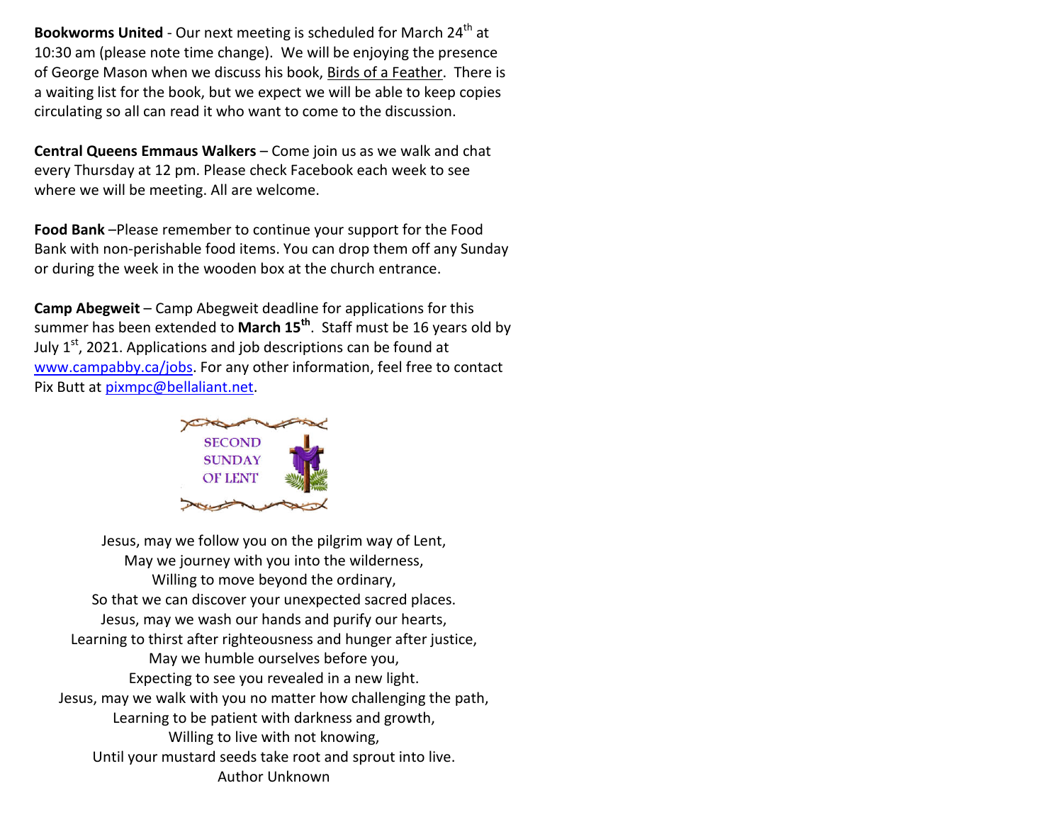**Bookworms United** - Our next meeting is scheduled for March 24th at 10:30 am (please note time change). We will be enjoying the presence of George Mason when we discuss his book, Birds of a Feather. There is a waiting list for the book, but we expect we will be able to keep copies circulating so all can read it who want to come to the discussion.

**Central Queens Emmaus Walkers** – Come join us as we walk and chat every Thursday at 12 pm. Please check Facebook each week to see where we will be meeting. All are welcome.

**Food Bank** –Please remember to continue your support for the Food Bank with non-perishable food items. You can drop them off any Sunday or during the week in the wooden box at the church entrance.

**Camp Abegweit** – Camp Abegweit deadline for applications for this summer has been extended to **March 15th**. Staff must be 16 years old by July 1st, 2021. Applications and job descriptions can be found at www.campabby.ca/jobs. For any other information, feel free to contact Pix Butt at pixmpc@bellaliant.net.

SECOND SUNDAY OF LENT

Jesus, may we follow you on the pilgrim way of Lent,
May we journey with you into the wilderness,
Willing to move beyond the ordinary,
So that we can discover your unexpected sacred places.
Jesus, may we wash our hands and purify our hearts,
Learning to thirst after righteousness and hunger after justice,
May we humble ourselves before you,
Expecting to see you revealed in a new light.
Jesus, may we walk with you no matter how challenging the path,
Learning to be patient with darkness and growth,
Willing to live with not knowing,
Until your mustard seeds take root and sprout into live.
Author Unknown